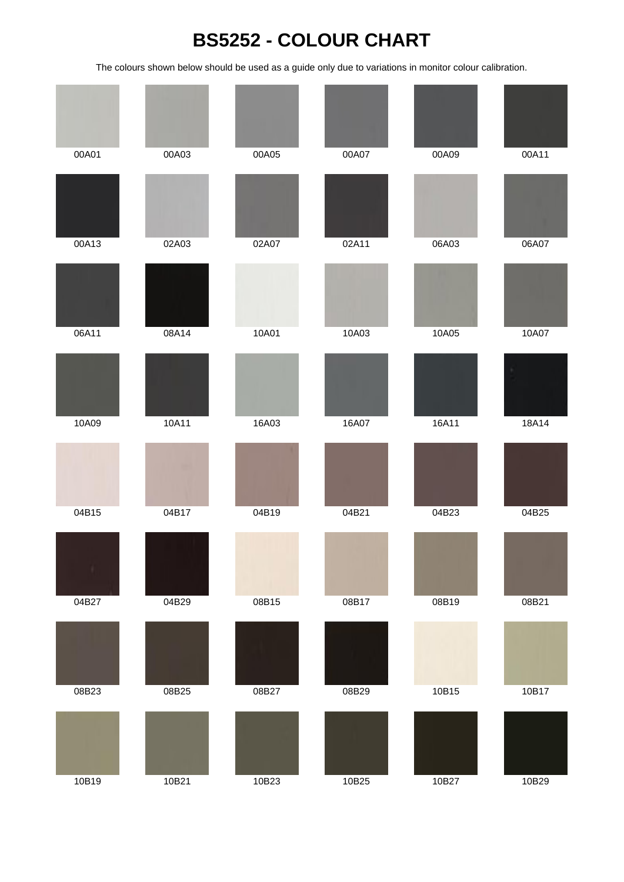# BS5252 - COLOUR CHART

The colours shown below should be used as a guide only due to variations in monitor colour calibration.

| | | | | | |
|---|---|---|---|---|---|
| 00A01 | 00A03 | 00A05 | 00A07 | 00A09 | 00A11 |
| 00A13 | 02A03 | 02A07 | 02A11 | 06A03 | 06A07 |
| 06A11 | 08A14 | 10A01 | 10A03 | 10A05 | 10A07 |
| 10A09 | 10A11 | 16A03 | 16A07 | 16A11 | 18A14 |
| 04B15 | 04B17 | 04B19 | 04B21 | 04B23 | 04B25 |
| 04B27 | 04B29 | 08B15 | 08B17 | 08B19 | 08B21 |
| 08B23 | 08B25 | 08B27 | 08B29 | 10B15 | 10B17 |
| 10B19 | 10B21 | 10B23 | 10B25 | 10B27 | 10B29 |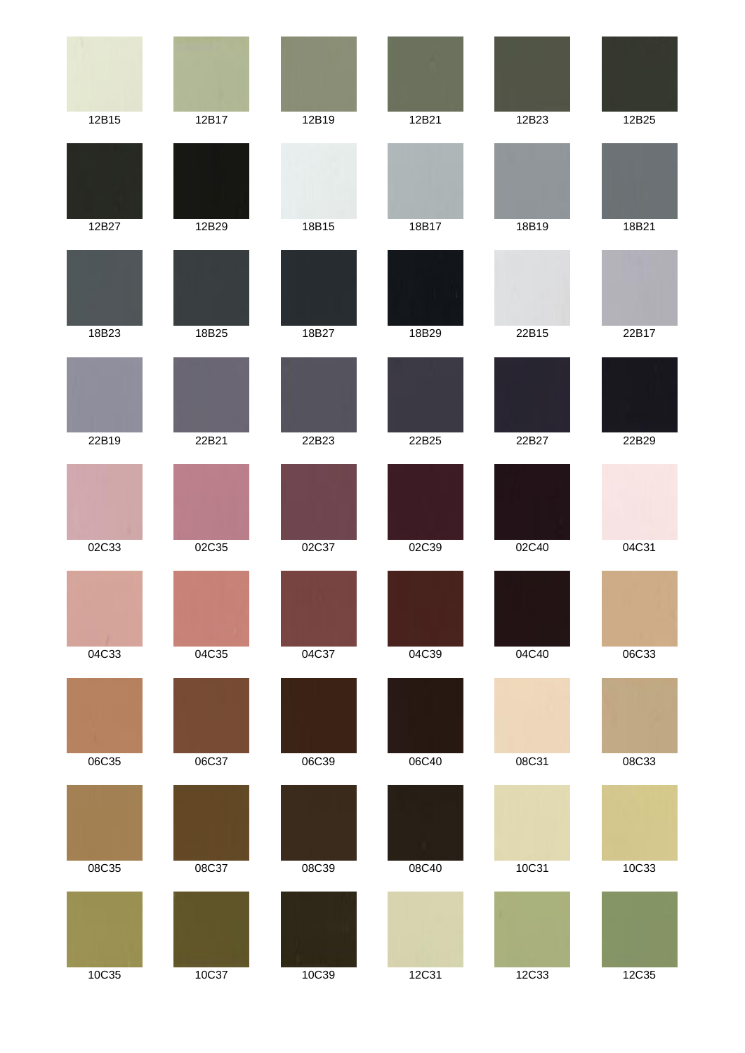| | | | | | |
|---|---|---|---|---|---|
| 12B15 | 12B17 | 12B19 | 12B21 | 12B23 | 12B25 |
| 12B27 | 12B29 | 18B15 | 18B17 | 18B19 | 18B21 |
| 18B23 | 18B25 | 18B27 | 18B29 | 22B15 | 22B17 |
| 22B19 | 22B21 | 22B23 | 22B25 | 22B27 | 22B29 |
| 02C33 | 02C35 | 02C37 | 02C39 | 02C40 | 04C31 |
| 04C33 | 04C35 | 04C37 | 04C39 | 04C40 | 06C33 |
| 06C35 | 06C37 | 06C39 | 06C40 | 08C31 | 08C33 |
| 08C35 | 08C37 | 08C39 | 08C40 | 10C31 | 10C33 |
| 10C35 | 10C37 | 10C39 | 12C31 | 12C33 | 12C35 |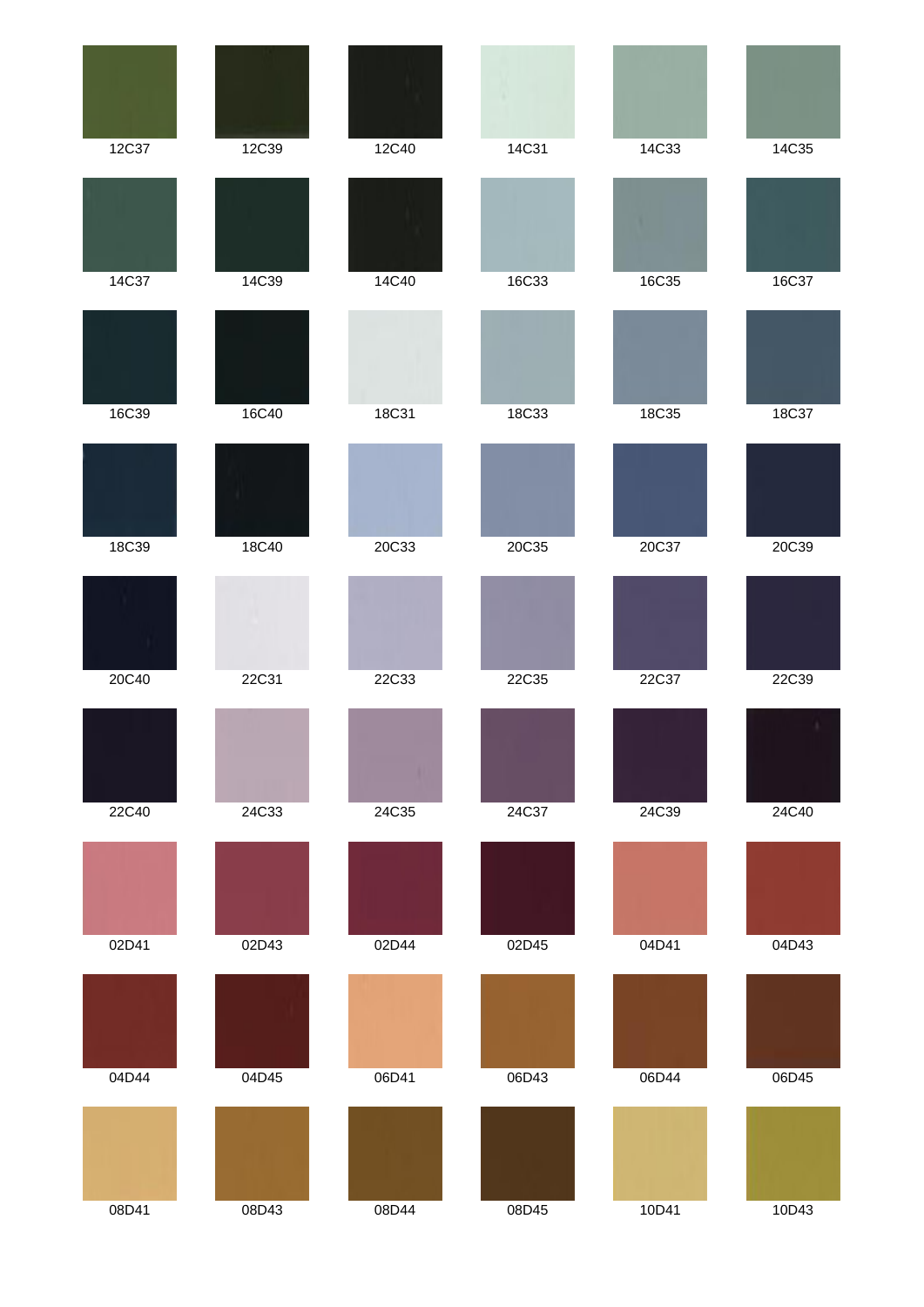| | | | | | |
|---|---|---|---|---|---|
| 12C37 | 12C39 | 12C40 | 14C31 | 14C33 | 14C35 |
| 14C37 | 14C39 | 14C40 | 16C33 | 16C35 | 16C37 |
| 16C39 | 16C40 | 18C31 | 18C33 | 18C35 | 18C37 |
| 18C39 | 18C40 | 20C33 | 20C35 | 20C37 | 20C39 |
| 20C40 | 22C31 | 22C33 | 22C35 | 22C37 | 22C39 |
| 22C40 | 24C33 | 24C35 | 24C37 | 24C39 | 24C40 |
| 02D41 | 02D43 | 02D44 | 02D45 | 04D41 | 04D43 |
| 04D44 | 04D45 | 06D41 | 06D43 | 06D44 | 06D45 |
| 08D41 | 08D43 | 08D44 | 08D45 | 10D41 | 10D43 |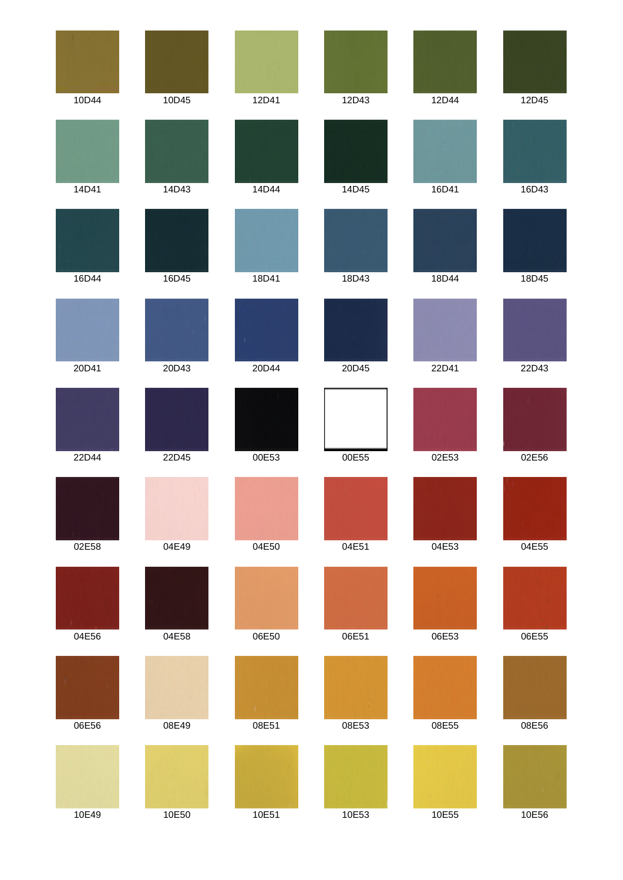| | | | | | |
|---|---|---|---|---|---|
| 10D44 | 10D45 | 12D41 | 12D43 | 12D44 | 12D45 |
| 14D41 | 14D43 | 14D44 | 14D45 | 16D41 | 16D43 |
| 16D44 | 16D45 | 18D41 | 18D43 | 18D44 | 18D45 |
| 20D41 | 20D43 | 20D44 | 20D45 | 22D41 | 22D43 |
| 22D44 | 22D45 | 00E53 | 00E55 | 02E53 | 02E56 |
| 02E58 | 04E49 | 04E50 | 04E51 | 04E53 | 04E55 |
| 04E56 | 04E58 | 06E50 | 06E51 | 06E53 | 06E55 |
| 06E56 | 08E49 | 08E51 | 08E53 | 08E55 | 08E56 |
| 10E49 | 10E50 | 10E51 | 10E53 | 10E55 | 10E56 |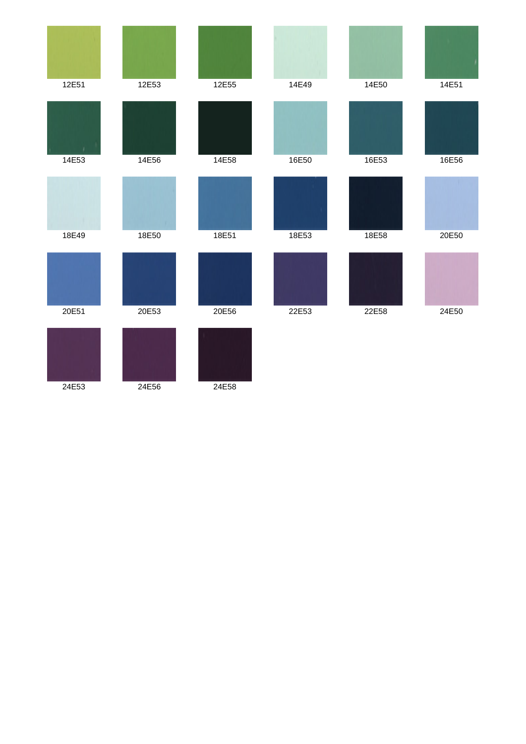12E51

12E53

12E55

14E49

14E50

14E51

14E53

14E56

14E58

16E50

16E53

16E56

18E49

18E50

18E51

18E53

18E58

20E50

20E51

20E53

20E56

22E53

22E58

24E50

24E53

24E56

24E58